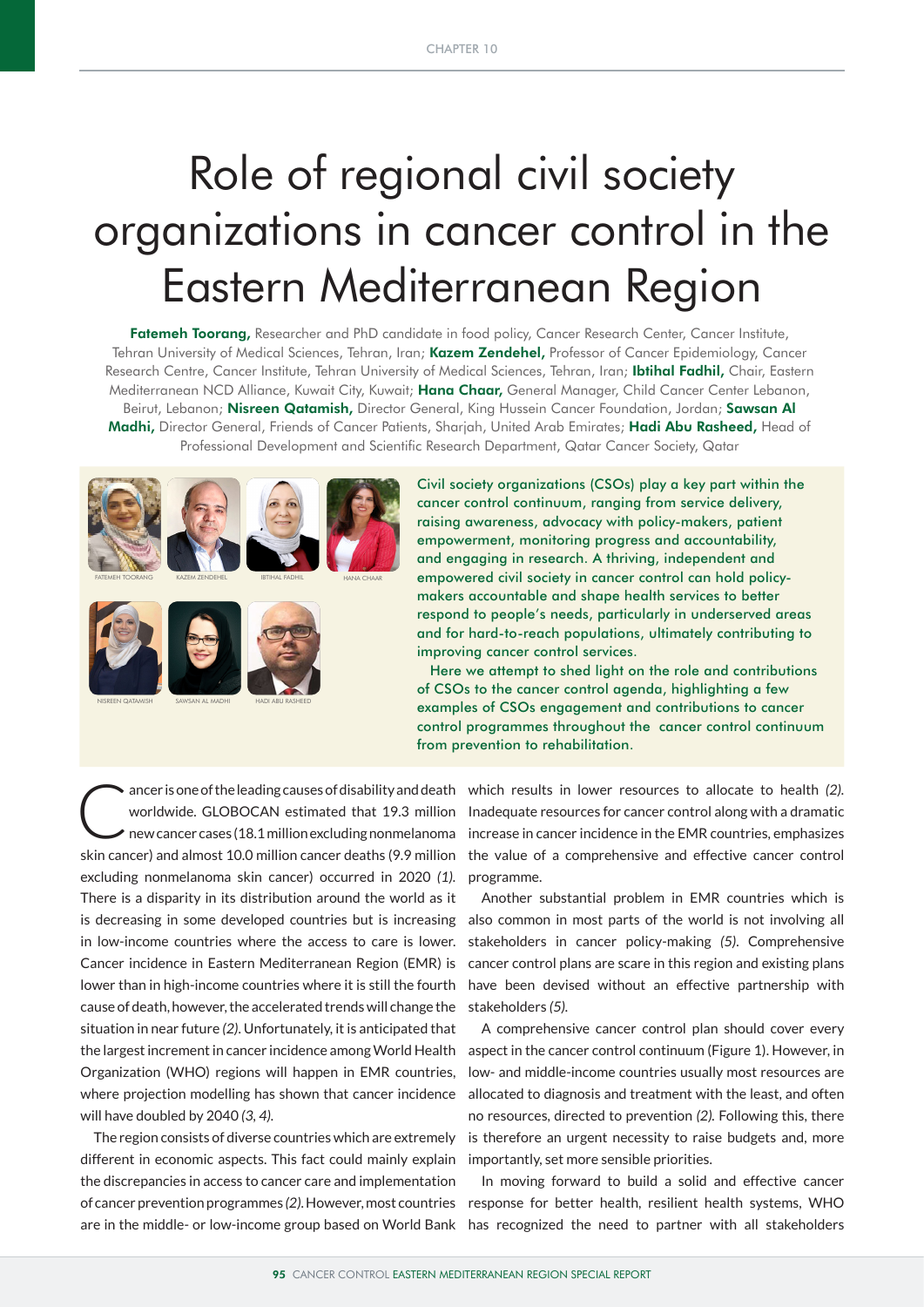# Role of regional civil society organizations in cancer control in the Eastern Mediterranean Region

**Fatemeh Toorang,** Researcher and PhD candidate in food policy, Cancer Research Center, Cancer Institute, Tehran University of Medical Sciences, Tehran, Iran; **Kazem Zendehel,** Professor of Cancer Epidemiology, Cancer Research Centre, Cancer Institute, Tehran University of Medical Sciences, Tehran, Iran; **Ibtihal Fadhil,** Chair, Eastern Mediterranean NCD Alliance, Kuwait City, Kuwait; **Hana Chaar,** General Manager, Child Cancer Center Lebanon, Beirut, Lebanon; **Nisreen Qatamish,** Director General, King Hussein Cancer Foundation, Jordan; **Sawsan Al Madhi,** Director General, Friends of Cancer Patients, Sharjah, United Arab Emirates; **Hadi Abu Rasheed,** Head of Professional Development and Scientific Research Department, Qatar Cancer Society, Qatar

FATEMEH TOORANG KAZEM ZENDEHEL IBTIHAL FADHIL HANA CHAAR NISREEN QATAMISH SAWSAN AL MADHI HADI ABU RASHEED

Civil society organizations (CSOs) play a key part within the cancer control continuum, ranging from service delivery, raising awareness, advocacy with policy-makers, patient empowerment, monitoring progress and accountability, and engaging in research. A thriving, independent and empowered civil society in cancer control can hold policy-makers accountable and shape health services to better respond to people's needs, particularly in underserved areas and for hard-to-reach populations, ultimately contributing to improving cancer control services.

Here we attempt to shed light on the role and contributions of CSOs to the cancer control agenda, highlighting a few examples of CSOs engagement and contributions to cancer control programmes throughout the cancer control continuum from prevention to rehabilitation.

Cancer is one of the leading causes of disability and death worldwide. GLOBOCAN estimated that 19.3 million new cancer cases (18.1 million excluding nonmelanoma skin cancer) and almost 10.0 million cancer deaths (9.9 million excluding nonmelanoma skin cancer) occurred in 2020 *(1)*. There is a disparity in its distribution around the world as it is decreasing in some developed countries but is increasing in low-income countries where the access to care is lower. Cancer incidence in Eastern Mediterranean Region (EMR) is lower than in high-income countries where it is still the fourth cause of death, however, the accelerated trends will change the situation in near future *(2)*. Unfortunately, it is anticipated that the largest increment in cancer incidence among World Health Organization (WHO) regions will happen in EMR countries, where projection modelling has shown that cancer incidence will have doubled by 2040 *(3, 4)*.

The region consists of diverse countries which are extremely different in economic aspects. This fact could mainly explain the discrepancies in access to cancer care and implementation of cancer prevention programmes *(2)*. However, most countries are in the middle- or low-income group based on World Bank which results in lower resources to allocate to health *(2)*. Inadequate resources for cancer control along with a dramatic increase in cancer incidence in the EMR countries, emphasizes the value of a comprehensive and effective cancer control programme.

Another substantial problem in EMR countries which is also common in most parts of the world is not involving all stakeholders in cancer policy-making *(5)*. Comprehensive cancer control plans are scare in this region and existing plans have been devised without an effective partnership with stakeholders *(5)*.

A comprehensive cancer control plan should cover every aspect in the cancer control continuum (Figure 1). However, in low- and middle-income countries usually most resources are allocated to diagnosis and treatment with the least, and often no resources, directed to prevention *(2)*. Following this, there is therefore an urgent necessity to raise budgets and, more importantly, set more sensible priorities.

In moving forward to build a solid and effective cancer response for better health, resilient health systems, WHO has recognized the need to partner with all stakeholders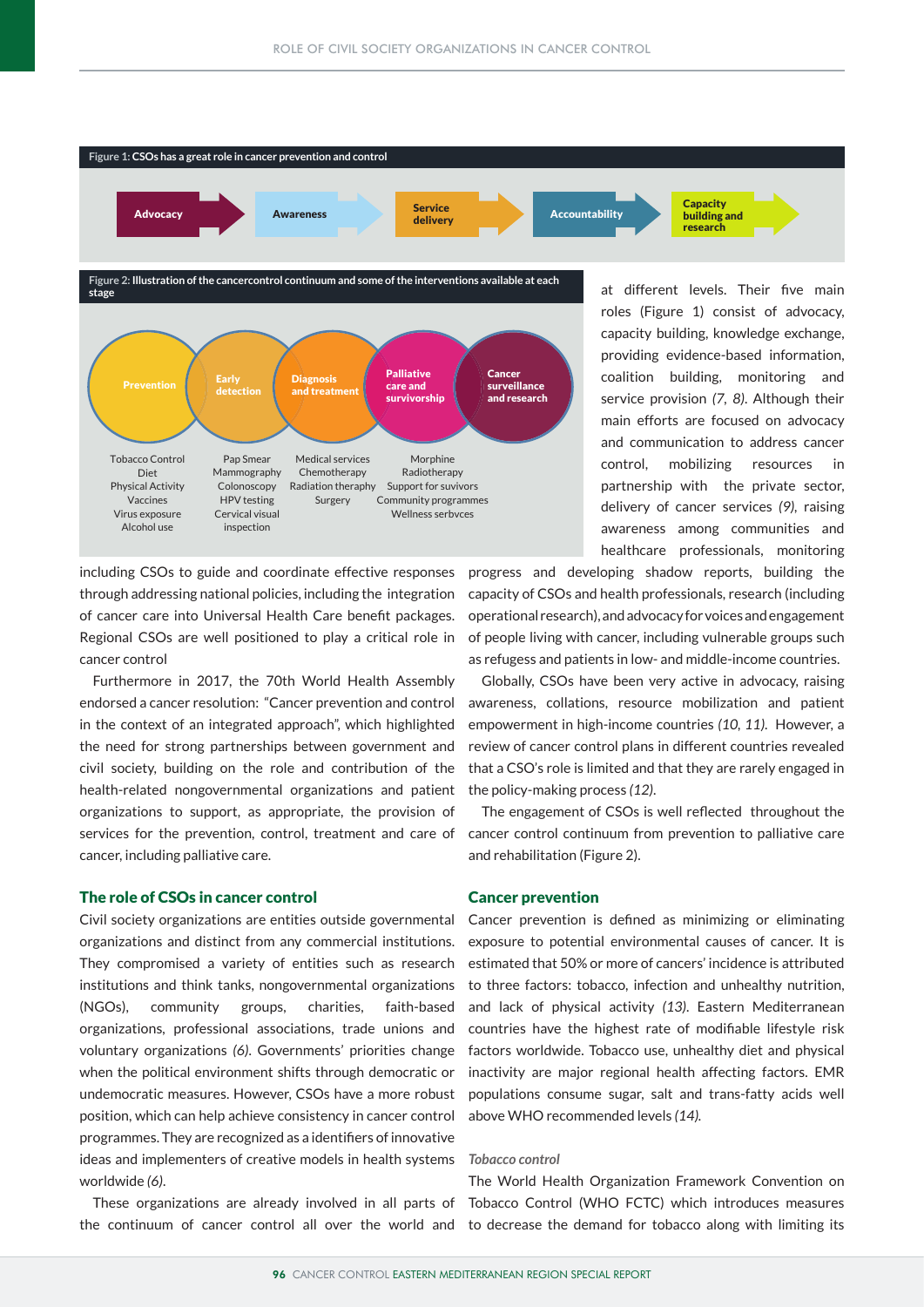**Figure 1:** CSOs has a great role in cancer prevention and control

Advocacy → Awareness → Service delivery → Accountability → Capacity building and research

**Figure 2:** Illustration of the cancercontrol continuum and some of the interventions available at each stage

| Prevention | Early detection | Diagnosis and treatment | Palliative care and survivorship | Cancer surveillance and research |
|---|---|---|---|---|
| Tobacco Control<br>Diet<br>Physical Activity<br>Vaccines<br>Virus exposure<br>Alcohol use | Pap Smear<br>Mammography<br>Colonoscopy<br>HPV testing<br>Cervical visual inspection | Medical services<br>Chemotherapy<br>Radiation theraphy<br>Surgery | Morphine<br>Radiotherapy<br>Support for suvivors<br>Community programmes<br>Wellness serbvces | |

including CSOs to guide and coordinate effective responses through addressing national policies, including the integration of cancer care into Universal Health Care benefit packages. Regional CSOs are well positioned to play a critical role in cancer control

Furthermore in 2017, the 70th World Health Assembly endorsed a cancer resolution: "Cancer prevention and control in the context of an integrated approach", which highlighted the need for strong partnerships between government and civil society, building on the role and contribution of the health-related nongovernmental organizations and patient organizations to support, as appropriate, the provision of services for the prevention, control, treatment and care of cancer, including palliative care.

## The role of CSOs in cancer control

Civil society organizations are entities outside governmental organizations and distinct from any commercial institutions. They compromised a variety of entities such as research institutions and think tanks, nongovernmental organizations (NGOs), community groups, charities, faith-based organizations, professional associations, trade unions and voluntary organizations *(6)*. Governments' priorities change when the political environment shifts through democratic or undemocratic measures. However, CSOs have a more robust position, which can help achieve consistency in cancer control programmes. They are recognized as a identifiers of innovative ideas and implementers of creative models in health systems worldwide *(6)*.

These organizations are already involved in all parts of the continuum of cancer control all over the world and at different levels. Their five main roles (Figure 1) consist of advocacy, capacity building, knowledge exchange, providing evidence-based information, coalition building, monitoring and service provision *(7, 8)*. Although their main efforts are focused on advocacy and communication to address cancer control, mobilizing resources in partnership with the private sector, delivery of cancer services *(9)*, raising awareness among communities and healthcare professionals, monitoring progress and developing shadow reports, building the capacity of CSOs and health professionals, research (including operational research), and advocacy for voices and engagement of people living with cancer, including vulnerable groups such as refugess and patients in low- and middle-income countries.

Globally, CSOs have been very active in advocacy, raising awareness, collations, resource mobilization and patient empowerment in high-income countries *(10, 11)*. However, a review of cancer control plans in different countries revealed that a CSO's role is limited and that they are rarely engaged in the policy-making process *(12)*.

The engagement of CSOs is well reflected throughout the cancer control continuum from prevention to palliative care and rehabilitation (Figure 2).

## Cancer prevention

Cancer prevention is defined as minimizing or eliminating exposure to potential environmental causes of cancer. It is estimated that 50% or more of cancers' incidence is attributed to three factors: tobacco, infection and unhealthy nutrition, and lack of physical activity *(13)*. Eastern Mediterranean countries have the highest rate of modifiable lifestyle risk factors worldwide. Tobacco use, unhealthy diet and physical inactivity are major regional health affecting factors. EMR populations consume sugar, salt and trans-fatty acids well above WHO recommended levels *(14)*.

### *Tobacco control*

The World Health Organization Framework Convention on Tobacco Control (WHO FCTC) which introduces measures to decrease the demand for tobacco along with limiting its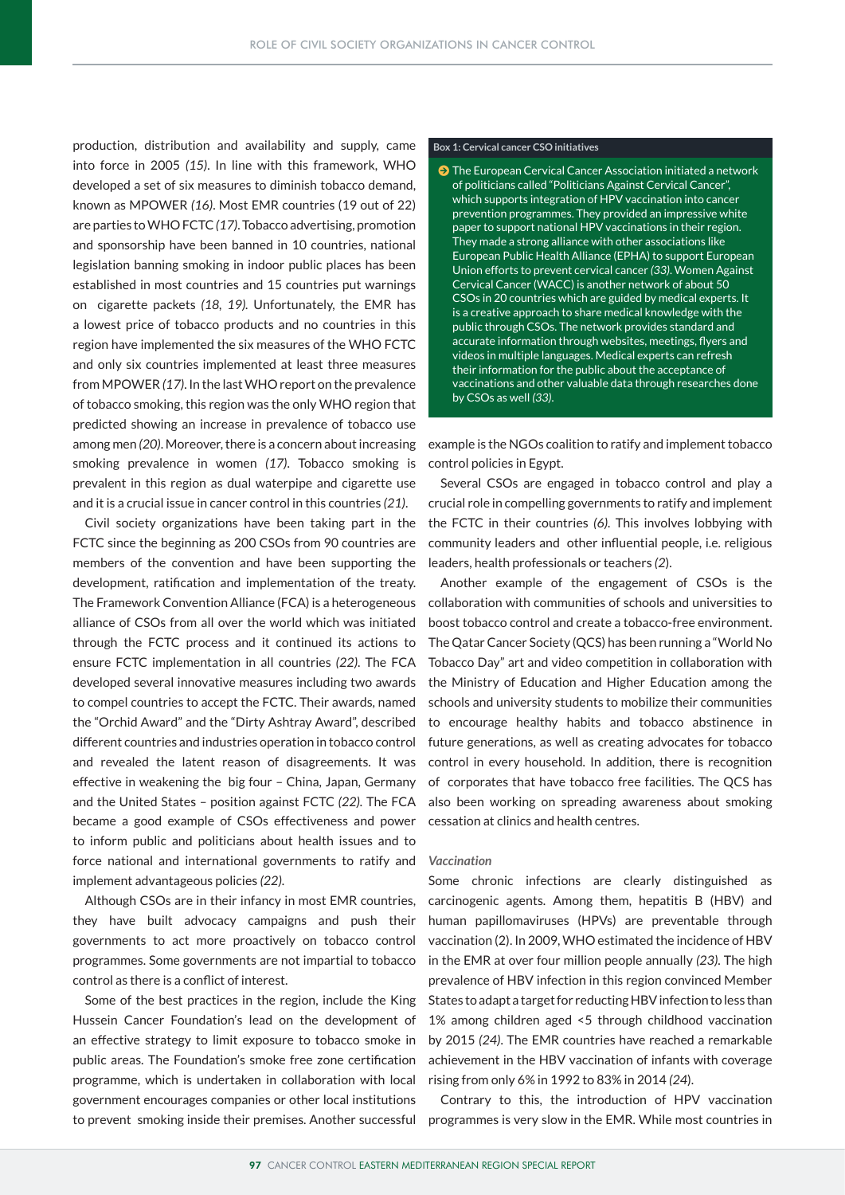production, distribution and availability and supply, came into force in 2005 *(15)*. In line with this framework, WHO developed a set of six measures to diminish tobacco demand, known as MPOWER *(16)*. Most EMR countries (19 out of 22) are parties to WHO FCTC *(17)*. Tobacco advertising, promotion and sponsorship have been banned in 10 countries, national legislation banning smoking in indoor public places has been established in most countries and 15 countries put warnings on cigarette packets *(18, 19)*. Unfortunately, the EMR has a lowest price of tobacco products and no countries in this region have implemented the six measures of the WHO FCTC and only six countries implemented at least three measures from MPOWER *(17)*. In the last WHO report on the prevalence of tobacco smoking, this region was the only WHO region that predicted showing an increase in prevalence of tobacco use among men *(20)*. Moreover, there is a concern about increasing smoking prevalence in women *(17)*. Tobacco smoking is prevalent in this region as dual waterpipe and cigarette use and it is a crucial issue in cancer control in this countries *(21)*.

Civil society organizations have been taking part in the FCTC since the beginning as 200 CSOs from 90 countries are members of the convention and have been supporting the development, ratification and implementation of the treaty. The Framework Convention Alliance (FCA) is a heterogeneous alliance of CSOs from all over the world which was initiated through the FCTC process and it continued its actions to ensure FCTC implementation in all countries *(22)*. The FCA developed several innovative measures including two awards to compel countries to accept the FCTC. Their awards, named the "Orchid Award" and the "Dirty Ashtray Award", described different countries and industries operation in tobacco control and revealed the latent reason of disagreements. It was effective in weakening the big four – China, Japan, Germany and the United States – position against FCTC *(22)*. The FCA became a good example of CSOs effectiveness and power to inform public and politicians about health issues and to force national and international governments to ratify and implement advantageous policies *(22)*.

Although CSOs are in their infancy in most EMR countries, they have built advocacy campaigns and push their governments to act more proactively on tobacco control programmes. Some governments are not impartial to tobacco control as there is a conflict of interest.

Some of the best practices in the region, include the King Hussein Cancer Foundation's lead on the development of an effective strategy to limit exposure to tobacco smoke in public areas. The Foundation's smoke free zone certification programme, which is undertaken in collaboration with local government encourages companies or other local institutions to prevent smoking inside their premises. Another successful example is the NGOs coalition to ratify and implement tobacco control policies in Egypt.

Several CSOs are engaged in tobacco control and play a crucial role in compelling governments to ratify and implement the FCTC in their countries *(6)*. This involves lobbying with community leaders and other influential people, i.e. religious leaders, health professionals or teachers *(2)*.

Another example of the engagement of CSOs is the collaboration with communities of schools and universities to boost tobacco control and create a tobacco-free environment. The Qatar Cancer Society (QCS) has been running a "World No Tobacco Day" art and video competition in collaboration with the Ministry of Education and Higher Education among the schools and university students to mobilize their communities to encourage healthy habits and tobacco abstinence in future generations, as well as creating advocates for tobacco control in every household. In addition, there is recognition of corporates that have tobacco free facilities. The QCS has also been working on spreading awareness about smoking cessation at clinics and health centres.

> **Box 1: Cervical cancer CSO initiatives**
>
> - The European Cervical Cancer Association initiated a network of politicians called "Politicians Against Cervical Cancer", which supports integration of HPV vaccination into cancer prevention programmes. They provided an impressive white paper to support national HPV vaccinations in their region. They made a strong alliance with other associations like European Public Health Alliance (EPHA) to support European Union efforts to prevent cervical cancer *(33)*. Women Against Cervical Cancer (WACC) is another network of about 50 CSOs in 20 countries which are guided by medical experts. It is a creative approach to share medical knowledge with the public through CSOs. The network provides standard and accurate information through websites, meetings, flyers and videos in multiple languages. Medical experts can refresh their information for the public about the acceptance of vaccinations and other valuable data through researches done by CSOs as well *(33)*.

### *Vaccination*

Some chronic infections are clearly distinguished as carcinogenic agents. Among them, hepatitis B (HBV) and human papillomaviruses (HPVs) are preventable through vaccination (2). In 2009, WHO estimated the incidence of HBV in the EMR at over four million people annually *(23)*. The high prevalence of HBV infection in this region convinced Member States to adapt a target for reducing HBV infection to less than 1% among children aged <5 through childhood vaccination by 2015 *(24)*. The EMR countries have reached a remarkable achievement in the HBV vaccination of infants with coverage rising from only 6% in 1992 to 83% in 2014 *(24)*.

Contrary to this, the introduction of HPV vaccination programmes is very slow in the EMR. While most countries in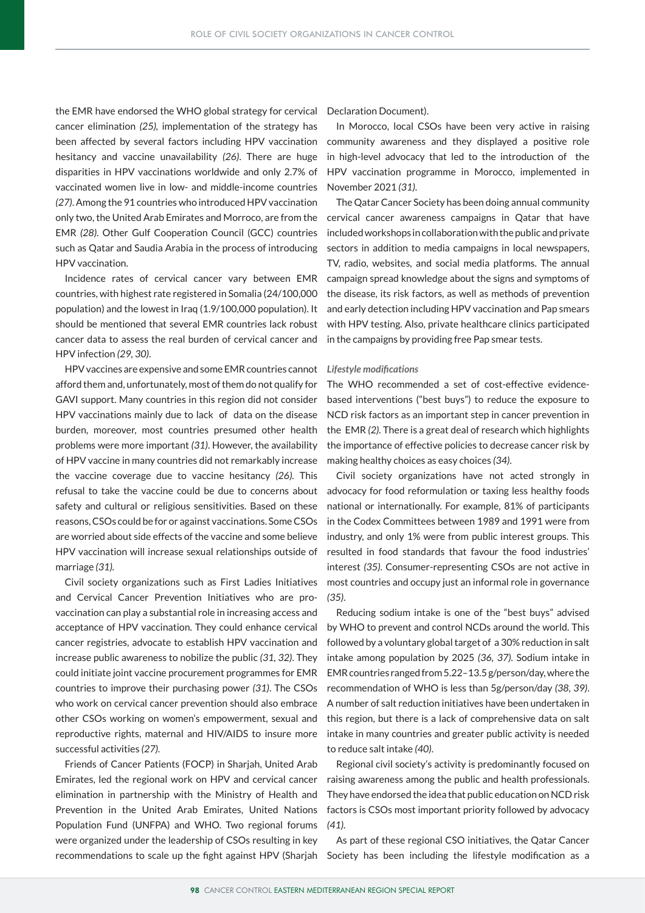the EMR have endorsed the WHO global strategy for cervical cancer elimination *(25)*, implementation of the strategy has been affected by several factors including HPV vaccination hesitancy and vaccine unavailability *(26)*. There are huge disparities in HPV vaccinations worldwide and only 2.7% of vaccinated women live in low- and middle-income countries *(27)*. Among the 91 countries who introduced HPV vaccination only two, the United Arab Emirates and Morroco, are from the EMR *(28)*. Other Gulf Cooperation Council (GCC) countries such as Qatar and Saudia Arabia in the process of introducing HPV vaccination.

Incidence rates of cervical cancer vary between EMR countries, with highest rate registered in Somalia (24/100,000 population) and the lowest in Iraq (1.9/100,000 population). It should be mentioned that several EMR countries lack robust cancer data to assess the real burden of cervical cancer and HPV infection *(29, 30)*.

HPV vaccines are expensive and some EMR countries cannot afford them and, unfortunately, most of them do not qualify for GAVI support. Many countries in this region did not consider HPV vaccinations mainly due to lack of data on the disease burden, moreover, most countries presumed other health problems were more important *(31)*. However, the availability of HPV vaccine in many countries did not remarkably increase the vaccine coverage due to vaccine hesitancy *(26)*. This refusal to take the vaccine could be due to concerns about safety and cultural or religious sensitivities. Based on these reasons, CSOs could be for or against vaccinations. Some CSOs are worried about side effects of the vaccine and some believe HPV vaccination will increase sexual relationships outside of marriage *(31)*.

Civil society organizations such as First Ladies Initiatives and Cervical Cancer Prevention Initiatives who are pro-vaccination can play a substantial role in increasing access and acceptance of HPV vaccination. They could enhance cervical cancer registries, advocate to establish HPV vaccination and increase public awareness to nobilize the public *(31, 32)*. They could initiate joint vaccine procurement programmes for EMR countries to improve their purchasing power *(31)*. The CSOs who work on cervical cancer prevention should also embrace other CSOs working on women's empowerment, sexual and reproductive rights, maternal and HIV/AIDS to insure more successful activities *(27)*.

Friends of Cancer Patients (FOCP) in Sharjah, United Arab Emirates, led the regional work on HPV and cervical cancer elimination in partnership with the Ministry of Health and Prevention in the United Arab Emirates, United Nations Population Fund (UNFPA) and WHO. Two regional forums were organized under the leadership of CSOs resulting in key recommendations to scale up the fight against HPV (Sharjah Declaration Document).

In Morocco, local CSOs have been very active in raising community awareness and they displayed a positive role in high-level advocacy that led to the introduction of the HPV vaccination programme in Morocco, implemented in November 2021 *(31)*.

The Qatar Cancer Society has been doing annual community cervical cancer awareness campaigns in Qatar that have included workshops in collaboration with the public and private sectors in addition to media campaigns in local newspapers, TV, radio, websites, and social media platforms. The annual campaign spread knowledge about the signs and symptoms of the disease, its risk factors, as well as methods of prevention and early detection including HPV vaccination and Pap smears with HPV testing. Also, private healthcare clinics participated in the campaigns by providing free Pap smear tests.

***Lifestyle modifications***

The WHO recommended a set of cost-effective evidence-based interventions ("best buys") to reduce the exposure to NCD risk factors as an important step in cancer prevention in the EMR *(2)*. There is a great deal of research which highlights the importance of effective policies to decrease cancer risk by making healthy choices as easy choices *(34)*.

Civil society organizations have not acted strongly in advocacy for food reformulation or taxing less healthy foods national or internationally. For example, 81% of participants in the Codex Committees between 1989 and 1991 were from industry, and only 1% were from public interest groups. This resulted in food standards that favour the food industries' interest *(35)*. Consumer-representing CSOs are not active in most countries and occupy just an informal role in governance *(35)*.

Reducing sodium intake is one of the "best buys" advised by WHO to prevent and control NCDs around the world. This followed by a voluntary global target of a 30% reduction in salt intake among population by 2025 *(36, 37)*. Sodium intake in EMR countries ranged from 5.22–13.5 g/person/day, where the recommendation of WHO is less than 5g/person/day *(38, 39)*. A number of salt reduction initiatives have been undertaken in this region, but there is a lack of comprehensive data on salt intake in many countries and greater public activity is needed to reduce salt intake *(40)*.

Regional civil society's activity is predominantly focused on raising awareness among the public and health professionals. They have endorsed the idea that public education on NCD risk factors is CSOs most important priority followed by advocacy *(41)*.

As part of these regional CSO initiatives, the Qatar Cancer Society has been including the lifestyle modification as a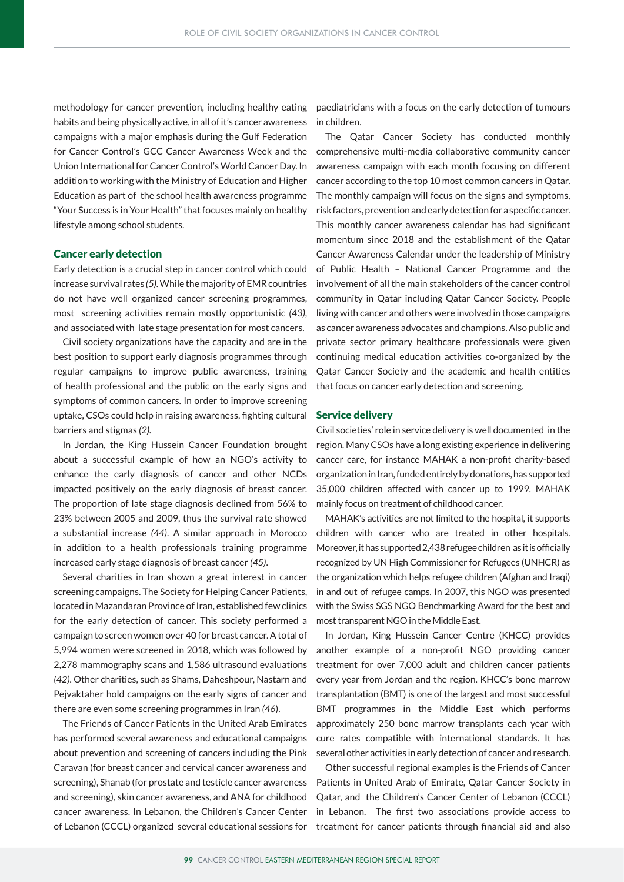methodology for cancer prevention, including healthy eating habits and being physically active, in all of it's cancer awareness campaigns with a major emphasis during the Gulf Federation for Cancer Control's GCC Cancer Awareness Week and the Union International for Cancer Control's World Cancer Day. In addition to working with the Ministry of Education and Higher Education as part of the school health awareness programme "Your Success is in Your Health" that focuses mainly on healthy lifestyle among school students.

## Cancer early detection

Early detection is a crucial step in cancer control which could increase survival rates *(5)*. While the majority of EMR countries do not have well organized cancer screening programmes, most screening activities remain mostly opportunistic *(43)*, and associated with late stage presentation for most cancers.

Civil society organizations have the capacity and are in the best position to support early diagnosis programmes through regular campaigns to improve public awareness, training of health professional and the public on the early signs and symptoms of common cancers. In order to improve screening uptake, CSOs could help in raising awareness, fighting cultural barriers and stigmas *(2)*.

In Jordan, the King Hussein Cancer Foundation brought about a successful example of how an NGO's activity to enhance the early diagnosis of cancer and other NCDs impacted positively on the early diagnosis of breast cancer. The proportion of late stage diagnosis declined from 56% to 23% between 2005 and 2009, thus the survival rate showed a substantial increase *(44)*. A similar approach in Morocco in addition to a health professionals training programme increased early stage diagnosis of breast cancer *(45)*.

Several charities in Iran shown a great interest in cancer screening campaigns. The Society for Helping Cancer Patients, located in Mazandaran Province of Iran, established few clinics for the early detection of cancer. This society performed a campaign to screen women over 40 for breast cancer. A total of 5,994 women were screened in 2018, which was followed by 2,278 mammography scans and 1,586 ultrasound evaluations *(42)*. Other charities, such as Shams, Daheshpour, Nastarn and Pejvaktaher hold campaigns on the early signs of cancer and there are even some screening programmes in Iran *(46)*.

The Friends of Cancer Patients in the United Arab Emirates has performed several awareness and educational campaigns about prevention and screening of cancers including the Pink Caravan (for breast cancer and cervical cancer awareness and screening), Shanab (for prostate and testicle cancer awareness and screening), skin cancer awareness, and ANA for childhood cancer awareness. In Lebanon, the Children's Cancer Center of Lebanon (CCCL) organized several educational sessions for paediatricians with a focus on the early detection of tumours in children.

The Qatar Cancer Society has conducted monthly comprehensive multi-media collaborative community cancer awareness campaign with each month focusing on different cancer according to the top 10 most common cancers in Qatar. The monthly campaign will focus on the signs and symptoms, risk factors, prevention and early detection for a specific cancer. This monthly cancer awareness calendar has had significant momentum since 2018 and the establishment of the Qatar Cancer Awareness Calendar under the leadership of Ministry of Public Health – National Cancer Programme and the involvement of all the main stakeholders of the cancer control community in Qatar including Qatar Cancer Society. People living with cancer and others were involved in those campaigns as cancer awareness advocates and champions. Also public and private sector primary healthcare professionals were given continuing medical education activities co-organized by the Qatar Cancer Society and the academic and health entities that focus on cancer early detection and screening.

## Service delivery

Civil societies' role in service delivery is well documented in the region. Many CSOs have a long existing experience in delivering cancer care, for instance MAHAK a non-profit charity-based organization in Iran, funded entirely by donations, has supported 35,000 children affected with cancer up to 1999. MAHAK mainly focus on treatment of childhood cancer.

MAHAK's activities are not limited to the hospital, it supports children with cancer who are treated in other hospitals. Moreover, it has supported 2,438 refugee children as it is officially recognized by UN High Commissioner for Refugees (UNHCR) as the organization which helps refugee children (Afghan and Iraqi) in and out of refugee camps. In 2007, this NGO was presented with the Swiss SGS NGO Benchmarking Award for the best and most transparent NGO in the Middle East.

In Jordan, King Hussein Cancer Centre (KHCC) provides another example of a non-profit NGO providing cancer treatment for over 7,000 adult and children cancer patients every year from Jordan and the region. KHCC's bone marrow transplantation (BMT) is one of the largest and most successful BMT programmes in the Middle East which performs approximately 250 bone marrow transplants each year with cure rates compatible with international standards. It has several other activities in early detection of cancer and research.

Other successful regional examples is the Friends of Cancer Patients in United Arab of Emirate, Qatar Cancer Society in Qatar, and the Children's Cancer Center of Lebanon (CCCL) in Lebanon. The first two associations provide access to treatment for cancer patients through financial aid and also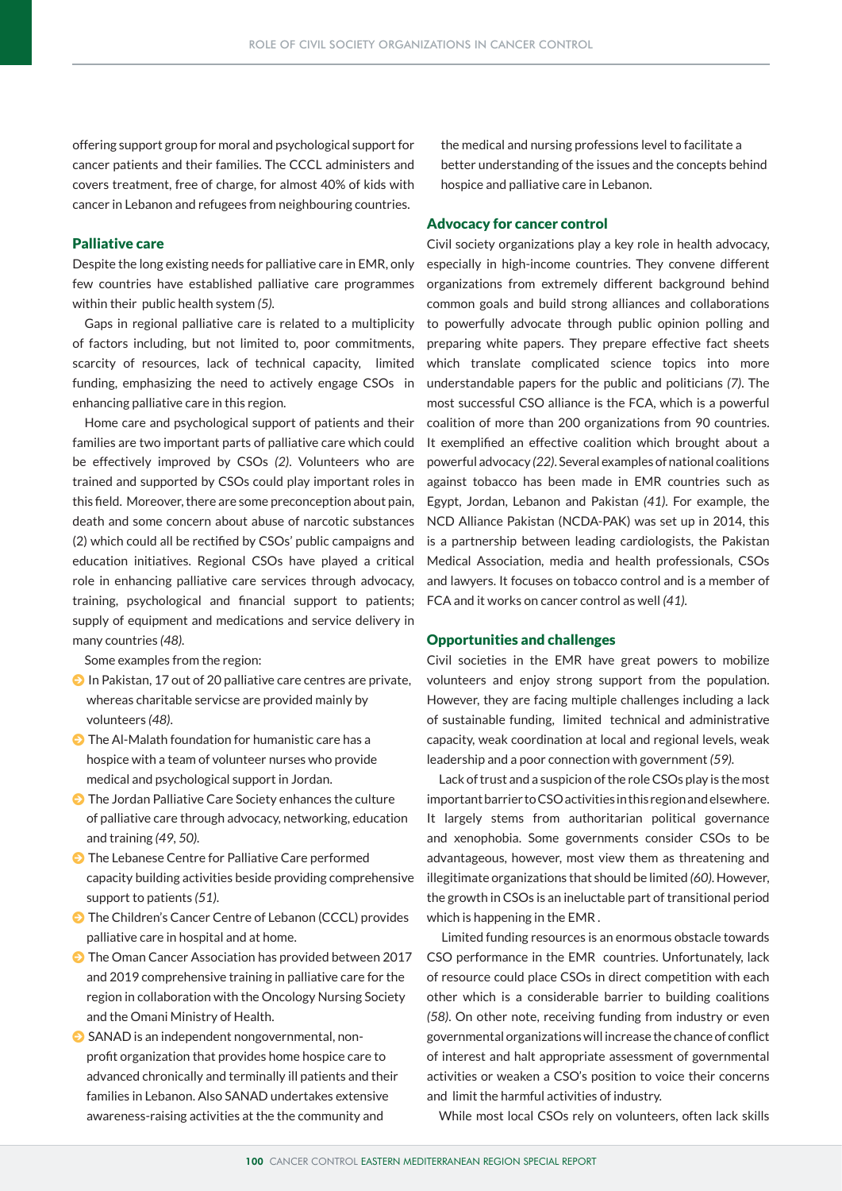offering support group for moral and psychological support for cancer patients and their families. The CCCL administers and covers treatment, free of charge, for almost 40% of kids with cancer in Lebanon and refugees from neighbouring countries.

## Palliative care

Despite the long existing needs for palliative care in EMR, only few countries have established palliative care programmes within their public health system *(5)*.

Gaps in regional palliative care is related to a multiplicity of factors including, but not limited to, poor commitments, scarcity of resources, lack of technical capacity, limited funding, emphasizing the need to actively engage CSOs in enhancing palliative care in this region.

Home care and psychological support of patients and their families are two important parts of palliative care which could be effectively improved by CSOs *(2)*. Volunteers who are trained and supported by CSOs could play important roles in this field. Moreover, there are some preconception about pain, death and some concern about abuse of narcotic substances (2) which could all be rectified by CSOs' public campaigns and education initiatives. Regional CSOs have played a critical role in enhancing palliative care services through advocacy, training, psychological and financial support to patients; supply of equipment and medications and service delivery in many countries *(48)*.

Some examples from the region:

- In Pakistan, 17 out of 20 palliative care centres are private, whereas charitable servicse are provided mainly by volunteers *(48)*.
- The Al-Malath foundation for humanistic care has a hospice with a team of volunteer nurses who provide medical and psychological support in Jordan.
- The Jordan Palliative Care Society enhances the culture of palliative care through advocacy, networking, education and training *(49, 50)*.
- The Lebanese Centre for Palliative Care performed capacity building activities beside providing comprehensive support to patients *(51)*.
- The Children's Cancer Centre of Lebanon (CCCL) provides palliative care in hospital and at home.
- The Oman Cancer Association has provided between 2017 and 2019 comprehensive training in palliative care for the region in collaboration with the Oncology Nursing Society and the Omani Ministry of Health.
- SANAD is an independent nongovernmental, non-profit organization that provides home hospice care to advanced chronically and terminally ill patients and their families in Lebanon. Also SANAD undertakes extensive awareness-raising activities at the the community and the medical and nursing professions level to facilitate a better understanding of the issues and the concepts behind hospice and palliative care in Lebanon.

## Advocacy for cancer control

Civil society organizations play a key role in health advocacy, especially in high-income countries. They convene different organizations from extremely different background behind common goals and build strong alliances and collaborations to powerfully advocate through public opinion polling and preparing white papers. They prepare effective fact sheets which translate complicated science topics into more understandable papers for the public and politicians *(7)*. The most successful CSO alliance is the FCA, which is a powerful coalition of more than 200 organizations from 90 countries. It exemplified an effective coalition which brought about a powerful advocacy *(22)*. Several examples of national coalitions against tobacco has been made in EMR countries such as Egypt, Jordan, Lebanon and Pakistan *(41)*. For example, the NCD Alliance Pakistan (NCDA-PAK) was set up in 2014, this is a partnership between leading cardiologists, the Pakistan Medical Association, media and health professionals, CSOs and lawyers. It focuses on tobacco control and is a member of FCA and it works on cancer control as well *(41)*.

## Opportunities and challenges

Civil societies in the EMR have great powers to mobilize volunteers and enjoy strong support from the population. However, they are facing multiple challenges including a lack of sustainable funding, limited technical and administrative capacity, weak coordination at local and regional levels, weak leadership and a poor connection with government *(59)*.

Lack of trust and a suspicion of the role CSOs play is the most important barrier to CSO activities in this region and elsewhere. It largely stems from authoritarian political governance and xenophobia. Some governments consider CSOs to be advantageous, however, most view them as threatening and illegitimate organizations that should be limited *(60)*. However, the growth in CSOs is an ineluctable part of transitional period which is happening in the EMR .

Limited funding resources is an enormous obstacle towards CSO performance in the EMR countries. Unfortunately, lack of resource could place CSOs in direct competition with each other which is a considerable barrier to building coalitions *(58)*. On other note, receiving funding from industry or even governmental organizations will increase the chance of conflict of interest and halt appropriate assessment of governmental activities or weaken a CSO's position to voice their concerns and limit the harmful activities of industry.

While most local CSOs rely on volunteers, often lack skills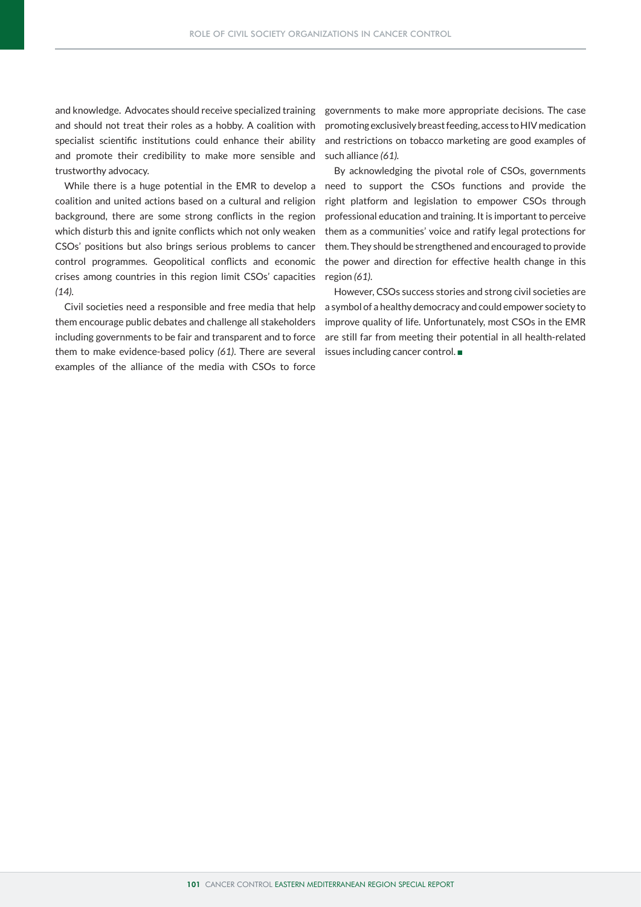and knowledge. Advocates should receive specialized training and should not treat their roles as a hobby. A coalition with specialist scientific institutions could enhance their ability and promote their credibility to make more sensible and trustworthy advocacy.

While there is a huge potential in the EMR to develop a coalition and united actions based on a cultural and religion background, there are some strong conflicts in the region which disturb this and ignite conflicts which not only weaken CSOs' positions but also brings serious problems to cancer control programmes. Geopolitical conflicts and economic crises among countries in this region limit CSOs' capacities *(14)*.

Civil societies need a responsible and free media that help them encourage public debates and challenge all stakeholders including governments to be fair and transparent and to force them to make evidence-based policy *(61)*. There are several examples of the alliance of the media with CSOs to force governments to make more appropriate decisions. The case promoting exclusively breast feeding, access to HIV medication and restrictions on tobacco marketing are good examples of such alliance *(61)*.

By acknowledging the pivotal role of CSOs, governments need to support the CSOs functions and provide the right platform and legislation to empower CSOs through professional education and training. It is important to perceive them as a communities' voice and ratify legal protections for them. They should be strengthened and encouraged to provide the power and direction for effective health change in this region *(61)*.

However, CSOs success stories and strong civil societies are a symbol of a healthy democracy and could empower society to improve quality of life. Unfortunately, most CSOs in the EMR are still far from meeting their potential in all health-related issues including cancer control. ■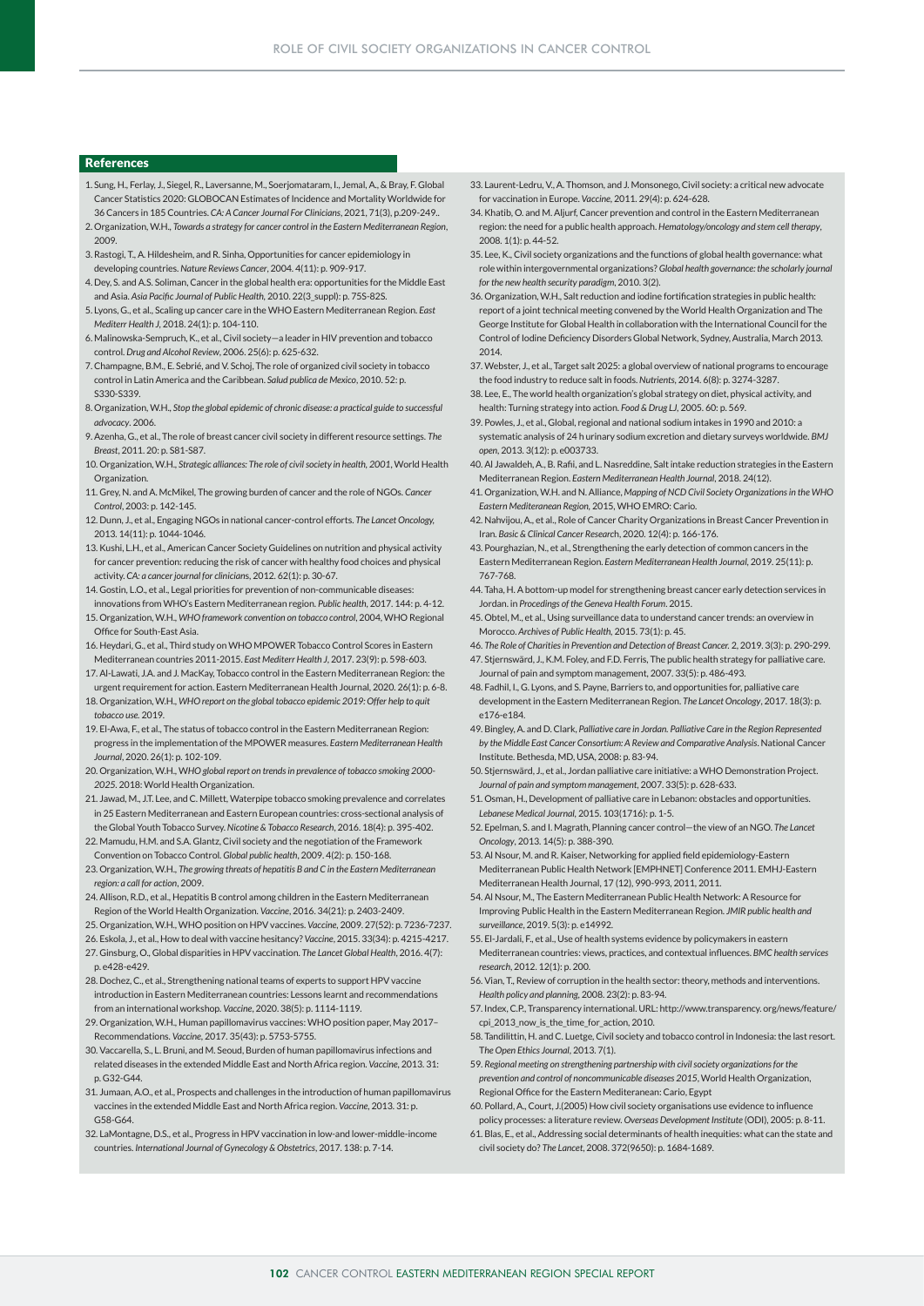## References

1. Sung, H., Ferlay, J., Siegel, R., Laversanne, M., Soerjomataram, I., Jemal, A., & Bray, F. Global Cancer Statistics 2020: GLOBOCAN Estimates of Incidence and Mortality Worldwide for 36 Cancers in 185 Countries. *CA: A Cancer Journal For Clinicians*, 2021, 71(3), p.209-249..
2. Organization, W.H., *Towards a strategy for cancer control in the Eastern Mediterranean Region*, 2009.
3. Rastogi, T., A. Hildesheim, and R. Sinha, Opportunities for cancer epidemiology in developing countries. *Nature Reviews Cancer*, 2004. 4(11): p. 909-917.
4. Dey, S. and A.S. Soliman, Cancer in the global health era: opportunities for the Middle East and Asia. *Asia Pacific Journal of Public Health*, 2010. 22(3_suppl): p. 75S-82S.
5. Lyons, G., et al., Scaling up cancer care in the WHO Eastern Mediterranean Region. *East Mediterr Health J*, 2018. 24(1): p. 104-110.
6. Malinowska-Sempruch, K., et al., Civil society—a leader in HIV prevention and tobacco control. *Drug and Alcohol Review*, 2006. 25(6): p. 625-632.
7. Champagne, B.M., E. Sebrié, and V. Schoj, The role of organized civil society in tobacco control in Latin America and the Caribbean. *Salud publica de Mexico*, 2010. 52: p. S330-S339.
8. Organization, W.H., *Stop the global epidemic of chronic disease: a practical guide to successful advocacy*. 2006.
9. Azenha, G., et al., The role of breast cancer civil society in different resource settings. *The Breast*, 2011. 20: p. S81-S87.
10. Organization, W.H., *Strategic alliances: The role of civil society in health, 2001*, World Health Organization.
11. Grey, N. and A. McMikel, The growing burden of cancer and the role of NGOs. *Cancer Control*, 2003: p. 142-145.
12. Dunn, J., et al., Engaging NGOs in national cancer-control efforts. *The Lancet Oncology*, 2013. 14(11): p. 1044-1046.
13. Kushi, L.H., et al., American Cancer Society Guidelines on nutrition and physical activity for cancer prevention: reducing the risk of cancer with healthy food choices and physical activity. *CA: a cancer journal for clinicians*, 2012. 62(1): p. 30-67.
14. Gostin, L.O., et al., Legal priorities for prevention of non-communicable diseases: innovations from WHO's Eastern Mediterranean region. *Public health*, 2017. 144: p. 4-12.
15. Organization, W.H., *WHO framework convention on tobacco control*, 2004, WHO Regional Office for South-East Asia.
16. Heydari, G., et al., Third study on WHO MPOWER Tobacco Control Scores in Eastern Mediterranean countries 2011-2015. *East Mediterr Health J*, 2017. 23(9): p. 598-603.
17. Al-Lawati, J.A. and J. MacKay, Tobacco control in the Eastern Mediterranean Region: the urgent requirement for action. Eastern Mediterranean Health Journal, 2020. 26(1): p. 6-8.
18. Organization, W.H., *WHO report on the global tobacco epidemic 2019: Offer help to quit tobacco use*. 2019.
19. El-Awa, F., et al., The status of tobacco control in the Eastern Mediterranean Region: progress in the implementation of the MPOWER measures. *Eastern Mediterranean Health Journal*, 2020. 26(1): p. 102-109.
20. Organization, W.H., *WHO global report on trends in prevalence of tobacco smoking 2000-2025*. 2018: World Health Organization.
21. Jawad, M., J.T. Lee, and C. Millett, Waterpipe tobacco smoking prevalence and correlates in 25 Eastern Mediterranean and Eastern European countries: cross-sectional analysis of the Global Youth Tobacco Survey. *Nicotine & Tobacco Research*, 2016. 18(4): p. 395-402.
22. Mamudu, H.M. and S.A. Glantz, Civil society and the negotiation of the Framework Convention on Tobacco Control. *Global public health*, 2009. 4(2): p. 150-168.
23. Organization, W.H., *The growing threats of hepatitis B and C in the Eastern Mediterranean region: a call for action*, 2009.
24. Allison, R.D., et al., Hepatitis B control among children in the Eastern Mediterranean Region of the World Health Organization. *Vaccine*, 2016. 34(21): p. 2403-2409.
25. Organization, W.H., WHO position on HPV vaccines. *Vaccine*, 2009. 27(52): p. 7236-7237.
26. Eskola, J., et al., How to deal with vaccine hesitancy? *Vaccine*, 2015. 33(34): p. 4215-4217.
27. Ginsburg, O., Global disparities in HPV vaccination. *The Lancet Global Health*, 2016. 4(7): p. e428-e429.
28. Dochez, C., et al., Strengthening national teams of experts to support HPV vaccine introduction in Eastern Mediterranean countries: Lessons learnt and recommendations from an international workshop. *Vaccine*, 2020. 38(5): p. 1114-1119.
29. Organization, W.H., Human papillomavirus vaccines: WHO position paper, May 2017–Recommendations. *Vaccine*, 2017. 35(43): p. 5753-5755.
30. Vaccarella, S., L. Bruni, and M. Seoud, Burden of human papillomavirus infections and related diseases in the extended Middle East and North Africa region. *Vaccine*, 2013. 31: p. G32-G44.
31. Jumaan, A.O., et al., Prospects and challenges in the introduction of human papillomavirus vaccines in the extended Middle East and North Africa region. *Vaccine*, 2013. 31: p. G58-G64.
32. LaMontagne, D.S., et al., Progress in HPV vaccination in low-and lower-middle-income countries. *International Journal of Gynecology & Obstetrics*, 2017. 138: p. 7-14.
33. Laurent-Ledru, V., A. Thomson, and J. Monsonego, Civil society: a critical new advocate for vaccination in Europe. *Vaccine*, 2011. 29(4): p. 624-628.
34. Khatib, O. and M. Aljurf, Cancer prevention and control in the Eastern Mediterranean region: the need for a public health approach. *Hematology/oncology and stem cell therapy*, 2008. 1(1): p. 44-52.
35. Lee, K., Civil society organizations and the functions of global health governance: what role within intergovernmental organizations? *Global health governance: the scholarly journal for the new health security paradigm*, 2010. 3(2).
36. Organization, W.H., Salt reduction and iodine fortification strategies in public health: report of a joint technical meeting convened by the World Health Organization and The George Institute for Global Health in collaboration with the International Council for the Control of Iodine Deficiency Disorders Global Network, Sydney, Australia, March 2013. 2014.
37. Webster, J., et al., Target salt 2025: a global overview of national programs to encourage the food industry to reduce salt in foods. *Nutrients*, 2014. 6(8): p. 3274-3287.
38. Lee, E., The world health organization's global strategy on diet, physical activity, and health: Turning strategy into action. *Food & Drug LJ*, 2005. 60: p. 569.
39. Powles, J., et al., Global, regional and national sodium intakes in 1990 and 2010: a systematic analysis of 24 h urinary sodium excretion and dietary surveys worldwide. *BMJ open*, 2013. 3(12): p. e003733.
40. Al Jawaldeh, A., B. Rafii, and L. Nasreddine, Salt intake reduction strategies in the Eastern Mediterranean Region. *Eastern Mediterranean Health Journal*, 2018. 24(12).
41. Organization, W.H. and N. Alliance, *Mapping of NCD Civil Society Organizations in the WHO Eastern Mediterranean Region*, 2015, WHO EMRO: Cario.
42. Nahvijou, A., et al., Role of Cancer Charity Organizations in Breast Cancer Prevention in Iran. *Basic & Clinical Cancer Research*, 2020. 12(4): p. 166-176.
43. Pourghazian, N., et al., Strengthening the early detection of common cancers in the Eastern Mediterranean Region. *Eastern Mediterranean Health Journal*, 2019. 25(11): p. 767-768.
44. Taha, H. A bottom-up model for strengthening breast cancer early detection services in Jordan. in *Procedings of the Geneva Health Forum*. 2015.
45. Obtel, M., et al., Using surveillance data to understand cancer trends: an overview in Morocco. *Archives of Public Health*, 2015. 73(1): p. 45.
46. *The Role of Charities in Prevention and Detection of Breast Cancer.* 2, 2019. 3(3): p. 290-299.
47. Stjernswärd, J., K.M. Foley, and F.D. Ferris, The public health strategy for palliative care. Journal of pain and symptom management, 2007. 33(5): p. 486-493.
48. Fadhil, I., G. Lyons, and S. Payne, Barriers to, and opportunities for, palliative care development in the Eastern Mediterranean Region. *The Lancet Oncology*, 2017. 18(3): p. e176-e184.
49. Bingley, A. and D. Clark, *Palliative care in Jordan. Palliative Care in the Region Represented by the Middle East Cancer Consortium: A Review and Comparative Analysis*. National Cancer Institute. Bethesda, MD, USA, 2008: p. 83-94.
50. Stjernswärd, J., et al., Jordan palliative care initiative: a WHO Demonstration Project. *Journal of pain and symptom management*, 2007. 33(5): p. 628-633.
51. Osman, H., Development of palliative care in Lebanon: obstacles and opportunities. *Lebanese Medical Journal*, 2015. 103(1716): p. 1-5.
52. Epelman, S. and I. Magrath, Planning cancer control—the view of an NGO. *The Lancet Oncology*, 2013. 14(5): p. 388-390.
53. Al Nsour, M. and R. Kaiser, Networking for applied field epidemiology-Eastern Mediterranean Public Health Network [EMPHNET] Conference 2011. EMHJ-Eastern Mediterranean Health Journal, 17 (12), 990-993, 2011, 2011.
54. Al Nsour, M., The Eastern Mediterranean Public Health Network: A Resource for Improving Public Health in the Eastern Mediterranean Region. *JMIR public health and surveillance*, 2019. 5(3): p. e14992.
55. El-Jardali, F., et al., Use of health systems evidence by policymakers in eastern Mediterranean countries: views, practices, and contextual influences. *BMC health services research*, 2012. 12(1): p. 200.
56. Vian, T., Review of corruption in the health sector: theory, methods and interventions. *Health policy and planning*, 2008. 23(2): p. 83-94.
57. Index, C.P., Transparency international. URL: http://www.transparency. org/news/feature/cpi_2013_now_is_the_time_for_action, 2010.
58. Tandilittin, H. and C. Luetge, Civil society and tobacco control in Indonesia: the last resort. The *Open Ethics Journal*, 2013. 7(1).
59. *Regional meeting on strengthening partnership with civil society organizations for the prevention and control of noncommunicable diseases 2015*, World Health Organization, Regional Office for the Eastern Mediteranean: Cario, Egypt
60. Pollard, A., Court, J.(2005) How civil society organisations use evidence to influence policy processes: a literature review. *Overseas Development Institute* (ODI), 2005: p. 8-11.
61. Blas, E., et al., Addressing social determinants of health inequities: what can the state and civil society do? *The Lancet*, 2008. 372(9650): p. 1684-1689.